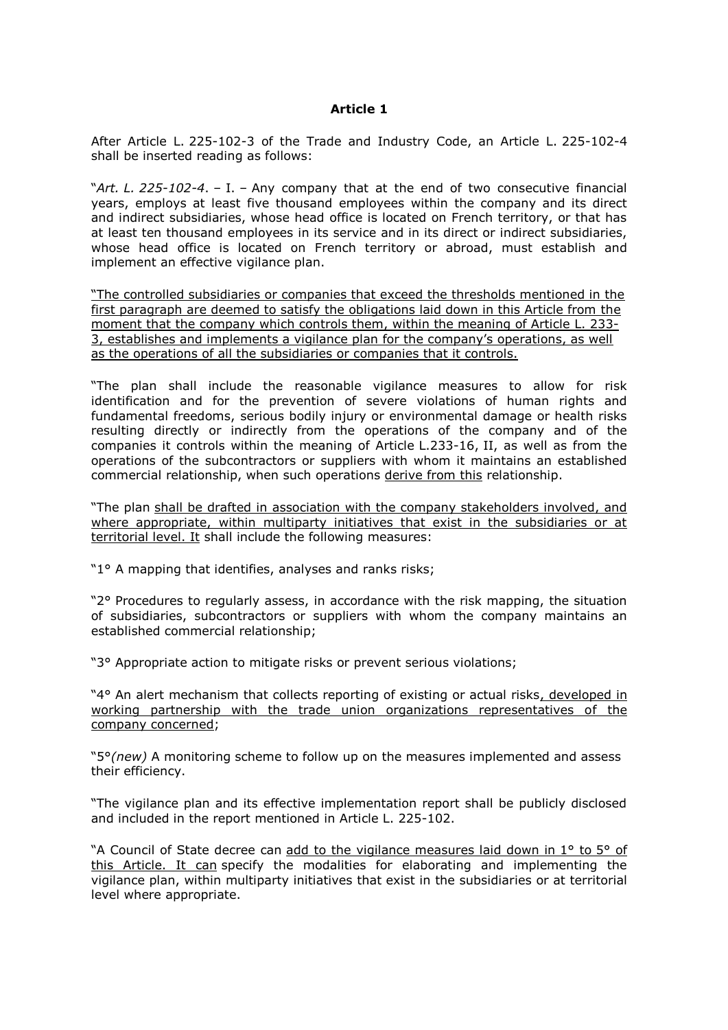**Article 1**

After Article L. 225-102-3 of the Trade and Industry Code, an Article L. 225-102-4 shall be inserted reading as follows:

"*Art. L. 225-102-4*. – I. – Any company that at the end of two consecutive financial years, employs at least five thousand employees within the company and its direct and indirect subsidiaries, whose head office is located on French territory, or that has at least ten thousand employees in its service and in its direct or indirect subsidiaries, whose head office is located on French territory or abroad, must establish and implement an effective vigilance plan.

<u>"The controlled subsidiaries or companies that exceed the thresholds mentioned in the first paragraph are deemed to satisfy the obligations laid down in this Article from the moment that the company which controls them, within the meaning of Article L. 233-3, establishes and implements a vigilance plan for the company's operations, as well as the operations of all the subsidiaries or companies that it controls.</u>

"The plan shall include the reasonable vigilance measures to allow for risk identification and for the prevention of severe violations of human rights and fundamental freedoms, serious bodily injury or environmental damage or health risks resulting directly or indirectly from the operations of the company and of the companies it controls within the meaning of Article L.233-16, II, as well as from the operations of the subcontractors or suppliers with whom it maintains an established commercial relationship, when such operations <u>derive from this</u> relationship.

"The plan <u>shall be drafted in association with the company stakeholders involved, and where appropriate, within multiparty initiatives that exist in the subsidiaries or at territorial level. It</u> shall include the following measures:

"1° A mapping that identifies, analyses and ranks risks;

"2° Procedures to regularly assess, in accordance with the risk mapping, the situation of subsidiaries, subcontractors or suppliers with whom the company maintains an established commercial relationship;

"3° Appropriate action to mitigate risks or prevent serious violations;

"4° An alert mechanism that collects reporting of existing or actual risks<u>, developed in working partnership with the trade union organizations representatives of the company concerned</u>;

"5°*(new)* A monitoring scheme to follow up on the measures implemented and assess their efficiency.

"The vigilance plan and its effective implementation report shall be publicly disclosed and included in the report mentioned in Article L. 225-102.

"A Council of State decree can <u>add to the vigilance measures laid down in 1° to 5° of this Article. It can</u> specify the modalities for elaborating and implementing the vigilance plan, within multiparty initiatives that exist in the subsidiaries or at territorial level where appropriate.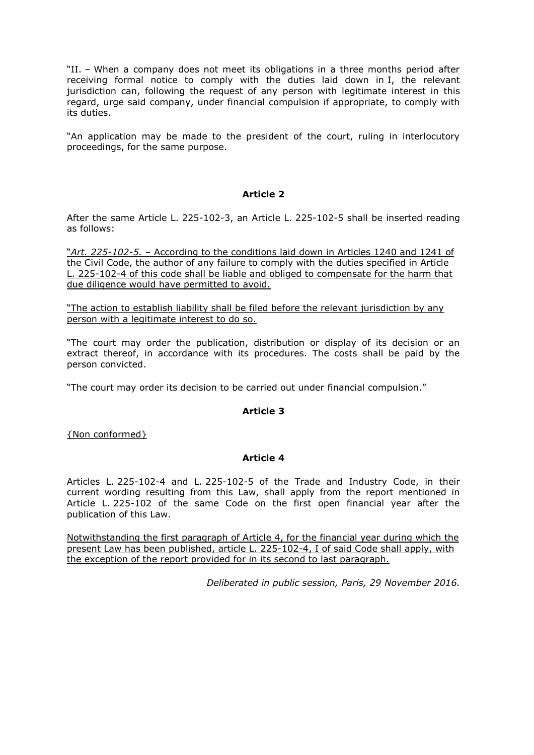"II. – When a company does not meet its obligations in a three months period after receiving formal notice to comply with the duties laid down in I, the relevant jurisdiction can, following the request of any person with legitimate interest in this regard, urge said company, under financial compulsion if appropriate, to comply with its duties.

"An application may be made to the president of the court, ruling in interlocutory proceedings, for the same purpose.

**Article 2**

After the same Article L. 225-102-3, an Article L. 225-102-5 shall be inserted reading as follows:

"*Art. 225-102-5.* – According to the conditions laid down in Articles 1240 and 1241 of the Civil Code, the author of any failure to comply with the duties specified in Article L. 225-102-4 of this code shall be liable and obliged to compensate for the harm that due diligence would have permitted to avoid.

"The action to establish liability shall be filed before the relevant jurisdiction by any person with a legitimate interest to do so.

"The court may order the publication, distribution or display of its decision or an extract thereof, in accordance with its procedures. The costs shall be paid by the person convicted.

"The court may order its decision to be carried out under financial compulsion."

**Article 3**

{Non conformed}

**Article 4**

Articles L. 225-102-4 and L. 225-102-5 of the Trade and Industry Code, in their current wording resulting from this Law, shall apply from the report mentioned in Article L. 225-102 of the same Code on the first open financial year after the publication of this Law.

Notwithstanding the first paragraph of Article 4, for the financial year during which the present Law has been published, article L. 225-102-4, I of said Code shall apply, with the exception of the report provided for in its second to last paragraph.

*Deliberated in public session, Paris, 29 November 2016.*